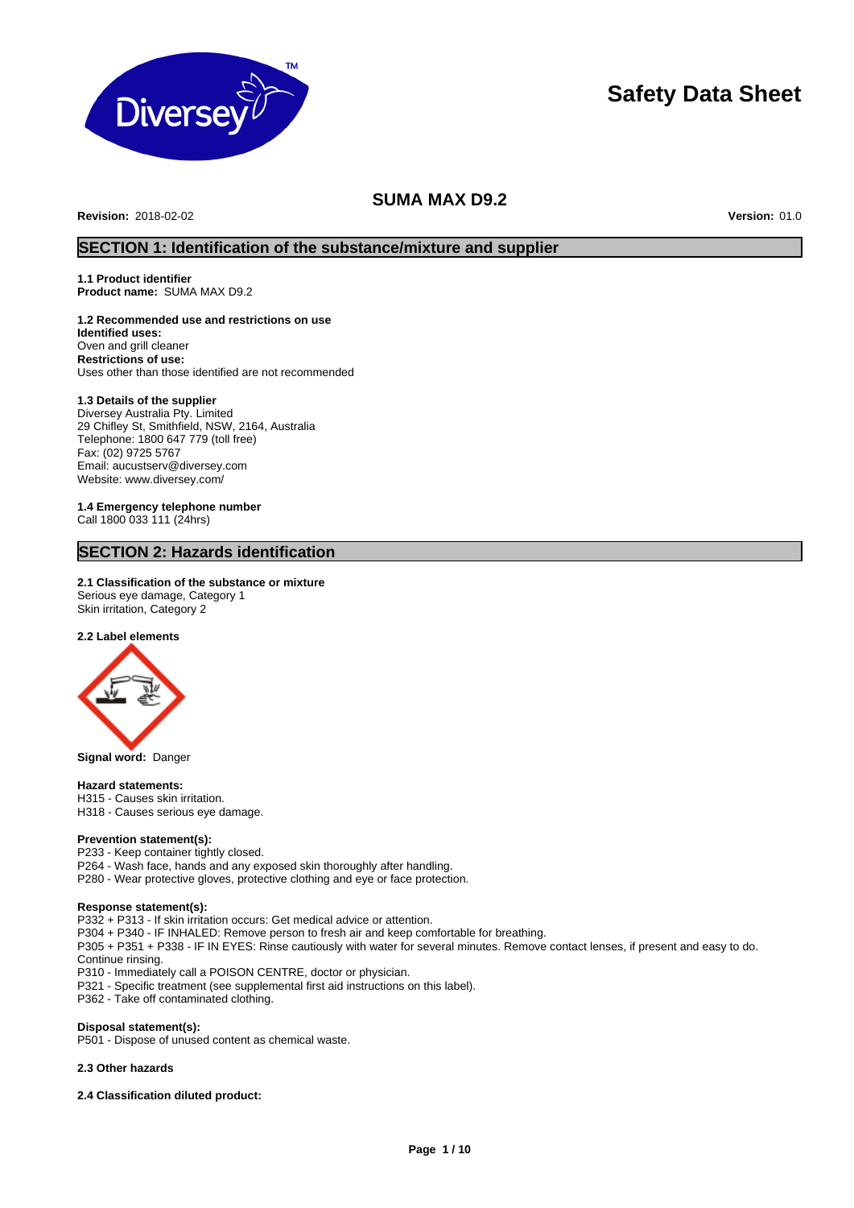# Safety Data Sheet

## SUMA MAX D9.2

**Revision:** 2018-02-02 **Version:** 01.0

## SECTION 1: Identification of the substance/mixture and supplier

**1.1 Product identifier**
**Product name:** SUMA MAX D9.2

**1.2 Recommended use and restrictions on use**
**Identified uses:**
Oven and grill cleaner
**Restrictions of use:**
Uses other than those identified are not recommended

**1.3 Details of the supplier**
Diversey Australia Pty. Limited
29 Chifley St, Smithfield, NSW, 2164, Australia
Telephone: 1800 647 779 (toll free)
Fax: (02) 9725 5767
Email: aucustserv@diversey.com
Website: www.diversey.com/

**1.4 Emergency telephone number**
Call 1800 033 111 (24hrs)

## SECTION 2: Hazards identification

**2.1 Classification of the substance or mixture**
Serious eye damage, Category 1
Skin irritation, Category 2

**2.2 Label elements**

**Signal word:** Danger

**Hazard statements:**
H315 - Causes skin irritation.
H318 - Causes serious eye damage.

**Prevention statement(s):**
P233 - Keep container tightly closed.
P264 - Wash face, hands and any exposed skin thoroughly after handling.
P280 - Wear protective gloves, protective clothing and eye or face protection.

**Response statement(s):**
P332 + P313 - If skin irritation occurs: Get medical advice or attention.
P304 + P340 - IF INHALED: Remove person to fresh air and keep comfortable for breathing.
P305 + P351 + P338 - IF IN EYES: Rinse cautiously with water for several minutes. Remove contact lenses, if present and easy to do. Continue rinsing.
P310 - Immediately call a POISON CENTRE, doctor or physician.
P321 - Specific treatment (see supplemental first aid instructions on this label).
P362 - Take off contaminated clothing.

**Disposal statement(s):**
P501 - Dispose of unused content as chemical waste.

**2.3 Other hazards**

**2.4 Classification diluted product:**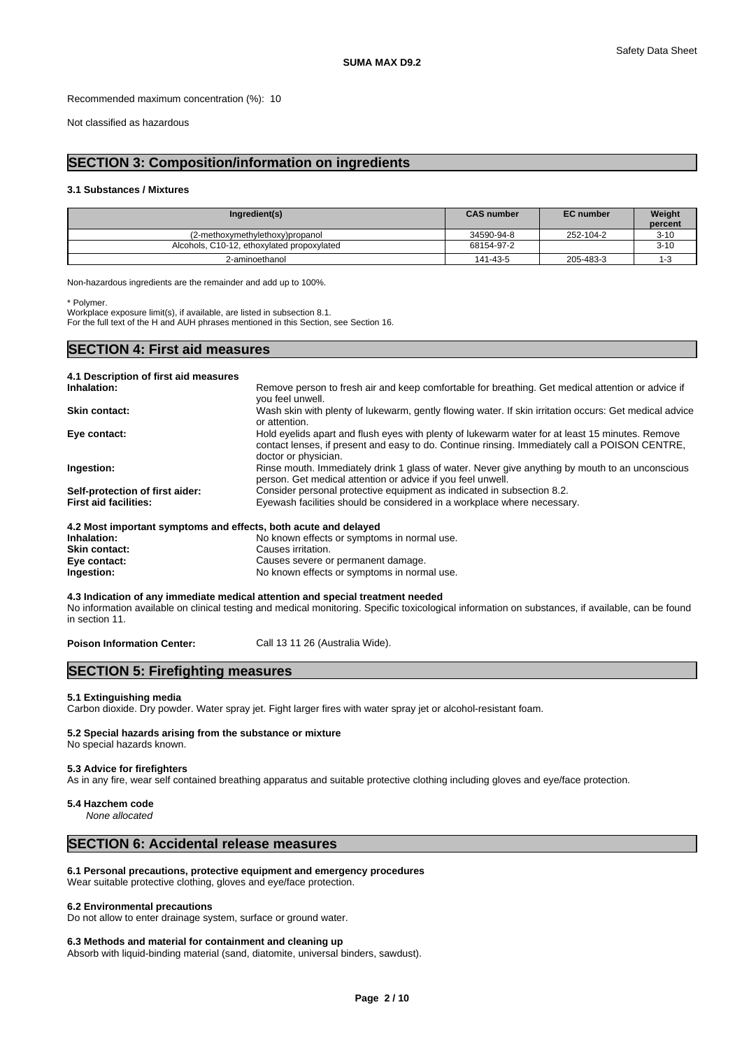Recommended maximum concentration (%): 10

Not classified as hazardous

## SECTION 3: Composition/information on ingredients

### 3.1 Substances / Mixtures

| Ingredient(s) | CAS number | EC number | Weight percent |
|---|---|---|---|
| (2-methoxymethylethoxy)propanol | 34590-94-8 | 252-104-2 | 3-10 |
| Alcohols, C10-12, ethoxylated propoxylated | 68154-97-2 | | 3-10 |
| 2-aminoethanol | 141-43-5 | 205-483-3 | 1-3 |

Non-hazardous ingredients are the remainder and add up to 100%.

\* Polymer.
Workplace exposure limit(s), if available, are listed in subsection 8.1.
For the full text of the H and AUH phrases mentioned in this Section, see Section 16.

## SECTION 4: First aid measures

### 4.1 Description of first aid measures

**Inhalation:** Remove person to fresh air and keep comfortable for breathing. Get medical attention or advice if you feel unwell.

**Skin contact:** Wash skin with plenty of lukewarm, gently flowing water. If skin irritation occurs: Get medical advice or attention.

**Eye contact:** Hold eyelids apart and flush eyes with plenty of lukewarm water for at least 15 minutes. Remove contact lenses, if present and easy to do. Continue rinsing. Immediately call a POISON CENTRE, doctor or physician.

**Ingestion:** Rinse mouth. Immediately drink 1 glass of water. Never give anything by mouth to an unconscious person. Get medical attention or advice if you feel unwell.

**Self-protection of first aider:** Consider personal protective equipment as indicated in subsection 8.2.

**First aid facilities:** Eyewash facilities should be considered in a workplace where necessary.

### 4.2 Most important symptoms and effects, both acute and delayed

**Inhalation:** No known effects or symptoms in normal use.

**Skin contact:** Causes irritation.

**Eye contact:** Causes severe or permanent damage.

**Ingestion:** No known effects or symptoms in normal use.

### 4.3 Indication of any immediate medical attention and special treatment needed

No information available on clinical testing and medical monitoring. Specific toxicological information on substances, if available, can be found in section 11.

**Poison Information Center:** Call 13 11 26 (Australia Wide).

## SECTION 5: Firefighting measures

### 5.1 Extinguishing media

Carbon dioxide. Dry powder. Water spray jet. Fight larger fires with water spray jet or alcohol-resistant foam.

### 5.2 Special hazards arising from the substance or mixture

No special hazards known.

### 5.3 Advice for firefighters

As in any fire, wear self contained breathing apparatus and suitable protective clothing including gloves and eye/face protection.

### 5.4 Hazchem code

*None allocated*

## SECTION 6: Accidental release measures

### 6.1 Personal precautions, protective equipment and emergency procedures

Wear suitable protective clothing, gloves and eye/face protection.

### 6.2 Environmental precautions

Do not allow to enter drainage system, surface or ground water.

### 6.3 Methods and material for containment and cleaning up

Absorb with liquid-binding material (sand, diatomite, universal binders, sawdust).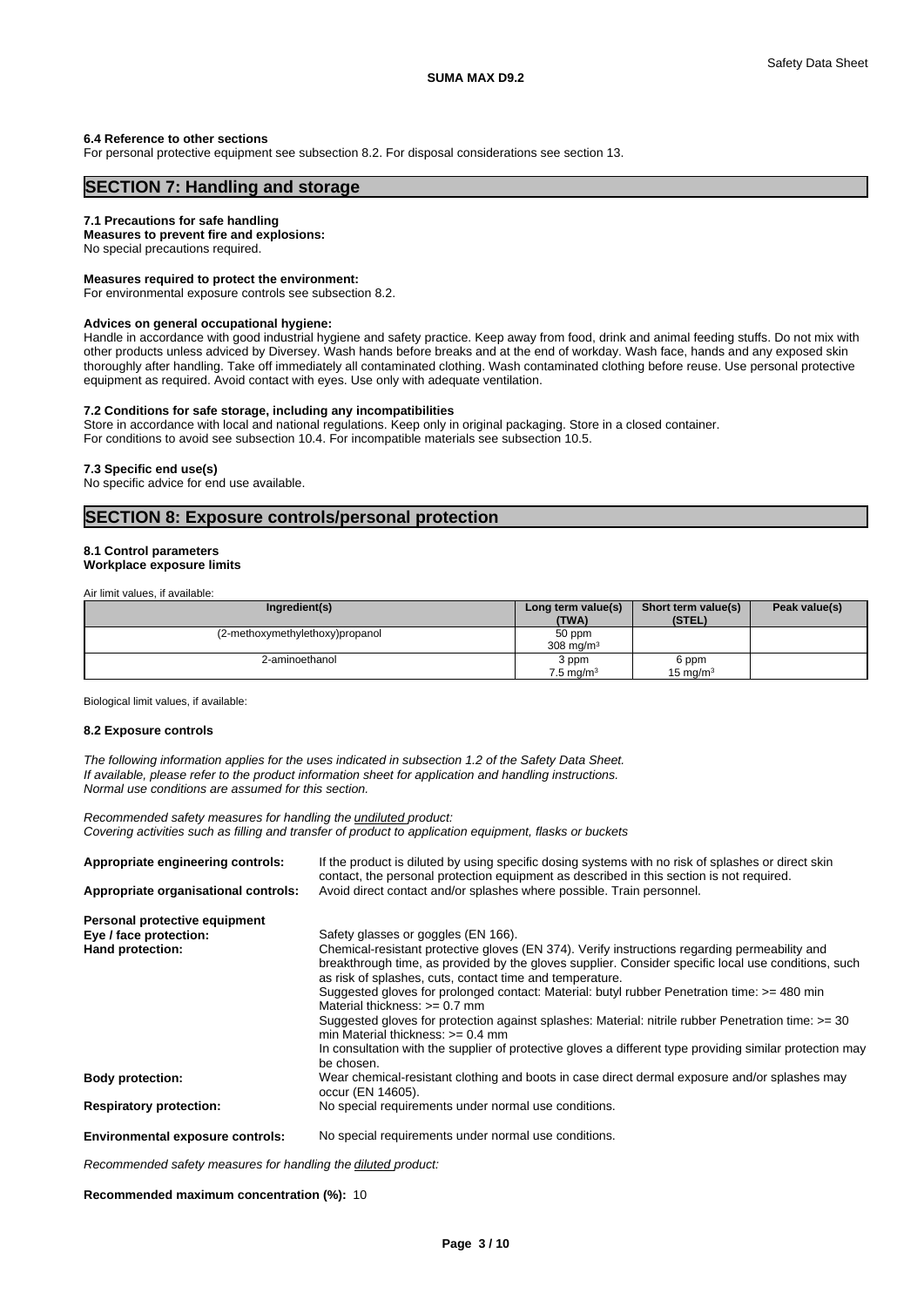### 6.4 Reference to other sections

For personal protective equipment see subsection 8.2. For disposal considerations see section 13.

## SECTION 7: Handling and storage

### 7.1 Precautions for safe handling

**Measures to prevent fire and explosions:**
No special precautions required.

**Measures required to protect the environment:**
For environmental exposure controls see subsection 8.2.

**Advices on general occupational hygiene:**
Handle in accordance with good industrial hygiene and safety practice. Keep away from food, drink and animal feeding stuffs. Do not mix with other products unless adviced by Diversey. Wash hands before breaks and at the end of workday. Wash face, hands and any exposed skin thoroughly after handling. Take off immediately all contaminated clothing. Wash contaminated clothing before reuse. Use personal protective equipment as required. Avoid contact with eyes. Use only with adequate ventilation.

### 7.2 Conditions for safe storage, including any incompatibilities

Store in accordance with local and national regulations. Keep only in original packaging. Store in a closed container.
For conditions to avoid see subsection 10.4. For incompatible materials see subsection 10.5.

### 7.3 Specific end use(s)

No specific advice for end use available.

## SECTION 8: Exposure controls/personal protection

### 8.1 Control parameters

**Workplace exposure limits**

Air limit values, if available:

| Ingredient(s) | Long term value(s) (TWA) | Short term value(s) (STEL) | Peak value(s) |
|---|---|---|---|
| (2-methoxymethylethoxy)propanol | 50 ppm<br>308 mg/m³ | | |
| 2-aminoethanol | 3 ppm<br>7.5 mg/m³ | 6 ppm<br>15 mg/m³ | |

Biological limit values, if available:

### 8.2 Exposure controls

*The following information applies for the uses indicated in subsection 1.2 of the Safety Data Sheet.*
*If available, please refer to the product information sheet for application and handling instructions.*
*Normal use conditions are assumed for this section.*

*Recommended safety measures for handling the undiluted product:*
*Covering activities such as filling and transfer of product to application equipment, flasks or buckets*

**Appropriate engineering controls:** If the product is diluted by using specific dosing systems with no risk of splashes or direct skin contact, the personal protection equipment as described in this section is not required.

**Appropriate organisational controls:** Avoid direct contact and/or splashes where possible. Train personnel.

**Personal protective equipment**

**Eye / face protection:** Safety glasses or goggles (EN 166).

**Hand protection:** Chemical-resistant protective gloves (EN 374). Verify instructions regarding permeability and breakthrough time, as provided by the gloves supplier. Consider specific local use conditions, such as risk of splashes, cuts, contact time and temperature.
Suggested gloves for prolonged contact: Material: butyl rubber Penetration time: >= 480 min Material thickness: >= 0.7 mm
Suggested gloves for protection against splashes: Material: nitrile rubber Penetration time: >= 30 min Material thickness: >= 0.4 mm
In consultation with the supplier of protective gloves a different type providing similar protection may be chosen.

**Body protection:** Wear chemical-resistant clothing and boots in case direct dermal exposure and/or splashes may occur (EN 14605).

**Respiratory protection:** No special requirements under normal use conditions.

**Environmental exposure controls:** No special requirements under normal use conditions.

*Recommended safety measures for handling the diluted product:*

**Recommended maximum concentration (%):** 10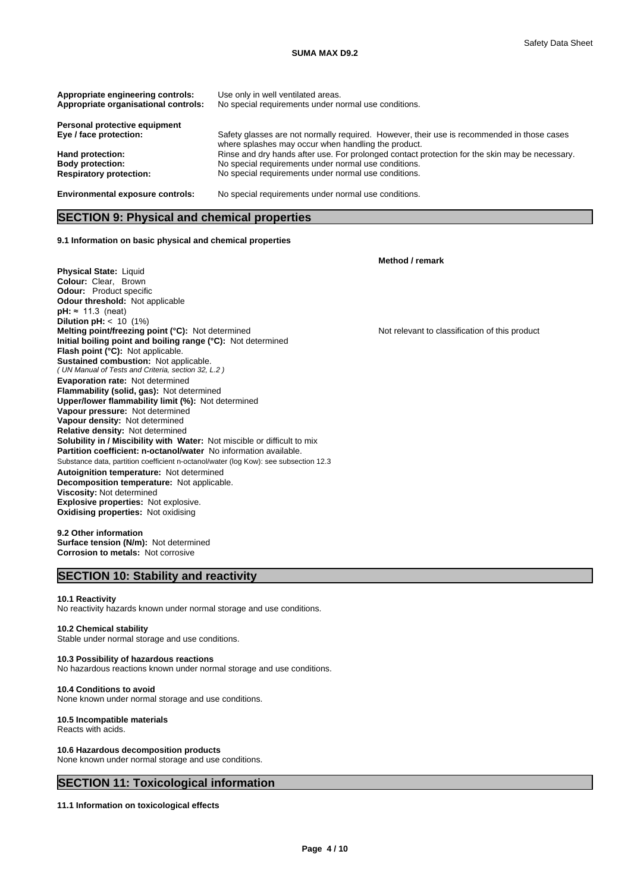| | |
|---|---|
| **Appropriate engineering controls:** | Use only in well ventilated areas. |
| **Appropriate organisational controls:** | No special requirements under normal use conditions. |

**Personal protective equipment**

| | |
|---|---|
| **Eye / face protection:** | Safety glasses are not normally required. However, their use is recommended in those cases where splashes may occur when handling the product. |
| **Hand protection:** | Rinse and dry hands after use. For prolonged contact protection for the skin may be necessary. |
| **Body protection:** | No special requirements under normal use conditions. |
| **Respiratory protection:** | No special requirements under normal use conditions. |

| | |
|---|---|
| **Environmental exposure controls:** | No special requirements under normal use conditions. |

## SECTION 9: Physical and chemical properties

**9.1 Information on basic physical and chemical properties**

| | **Method / remark** |
|---|---|
| **Physical State:** Liquid | |
| **Colour:** Clear, Brown | |
| **Odour:** Product specific | |
| **Odour threshold:** Not applicable | |
| **pH:** ≈ 11.3 (neat) | |
| **Dilution pH:** < 10 (1%) | |
| **Melting point/freezing point (°C):** Not determined | Not relevant to classification of this product |
| **Initial boiling point and boiling range (°C):** Not determined | |
| **Flash point (°C):** Not applicable. | |
| **Sustained combustion:** Not applicable. *( UN Manual of Tests and Criteria, section 32, L.2 )* | |
| **Evaporation rate:** Not determined | |
| **Flammability (solid, gas):** Not determined | |
| **Upper/lower flammability limit (%):** Not determined | |
| **Vapour pressure:** Not determined | |
| **Vapour density:** Not determined | |
| **Relative density:** Not determined | |
| **Solubility in / Miscibility with Water:** Not miscible or difficult to mix | |
| **Partition coefficient: n-octanol/water** No information available. Substance data, partition coefficient n-octanol/water (log Kow): see subsection 12.3 | |
| **Autoignition temperature:** Not determined | |
| **Decomposition temperature:** Not applicable. | |
| **Viscosity:** Not determined | |
| **Explosive properties:** Not explosive. | |
| **Oxidising properties:** Not oxidising | |

**9.2 Other information**

**Surface tension (N/m):** Not determined
**Corrosion to metals:** Not corrosive

## SECTION 10: Stability and reactivity

**10.1 Reactivity**

No reactivity hazards known under normal storage and use conditions.

**10.2 Chemical stability**

Stable under normal storage and use conditions.

**10.3 Possibility of hazardous reactions**

No hazardous reactions known under normal storage and use conditions.

**10.4 Conditions to avoid**

None known under normal storage and use conditions.

**10.5 Incompatible materials**

Reacts with acids.

**10.6 Hazardous decomposition products**

None known under normal storage and use conditions.

## SECTION 11: Toxicological information

**11.1 Information on toxicological effects**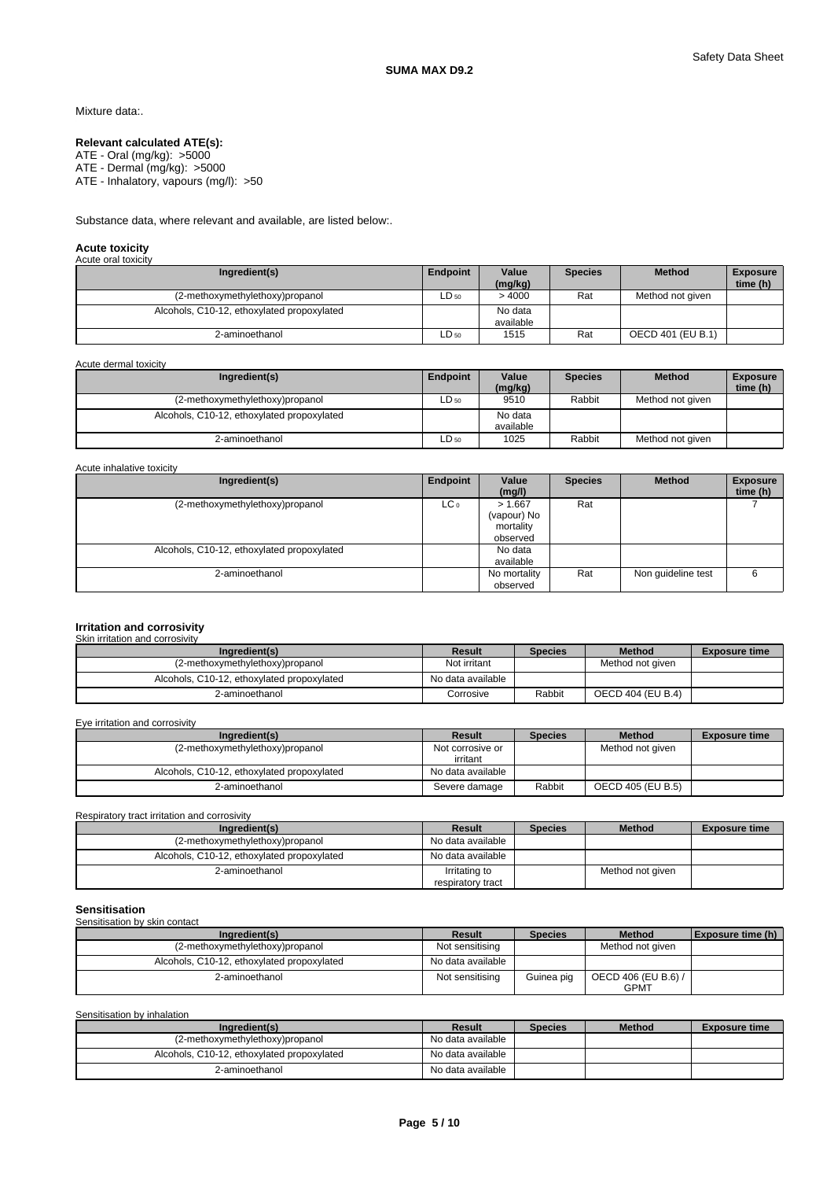Mixture data:.

**Relevant calculated ATE(s):**
ATE - Oral (mg/kg): >5000
ATE - Dermal (mg/kg): >5000
ATE - Inhalatory, vapours (mg/l): >50

Substance data, where relevant and available, are listed below:.

**Acute toxicity**

Acute oral toxicity

| Ingredient(s) | Endpoint | Value (mg/kg) | Species | Method | Exposure time (h) |
|---|---|---|---|---|---|
| (2-methoxymethylethoxy)propanol | $LD_{50}$ | > 4000 | Rat | Method not given | |
| Alcohols, C10-12, ethoxylated propoxylated | | No data available | | | |
| 2-aminoethanol | $LD_{50}$ | 1515 | Rat | OECD 401 (EU B.1) | |

Acute dermal toxicity

| Ingredient(s) | Endpoint | Value (mg/kg) | Species | Method | Exposure time (h) |
|---|---|---|---|---|---|
| (2-methoxymethylethoxy)propanol | $LD_{50}$ | 9510 | Rabbit | Method not given | |
| Alcohols, C10-12, ethoxylated propoxylated | | No data available | | | |
| 2-aminoethanol | $LD_{50}$ | 1025 | Rabbit | Method not given | |

Acute inhalative toxicity

| Ingredient(s) | Endpoint | Value (mg/l) | Species | Method | Exposure time (h) |
|---|---|---|---|---|---|
| (2-methoxymethylethoxy)propanol | $LC_0$ | > 1.667 (vapour) No mortality observed | Rat | | 7 |
| Alcohols, C10-12, ethoxylated propoxylated | | No data available | | | |
| 2-aminoethanol | | No mortality observed | Rat | Non guideline test | 6 |

**Irritation and corrosivity**

Skin irritation and corrosivity

| Ingredient(s) | Result | Species | Method | Exposure time |
|---|---|---|---|---|
| (2-methoxymethylethoxy)propanol | Not irritant | | Method not given | |
| Alcohols, C10-12, ethoxylated propoxylated | No data available | | | |
| 2-aminoethanol | Corrosive | Rabbit | OECD 404 (EU B.4) | |

Eye irritation and corrosivity

| Ingredient(s) | Result | Species | Method | Exposure time |
|---|---|---|---|---|
| (2-methoxymethylethoxy)propanol | Not corrosive or irritant | | Method not given | |
| Alcohols, C10-12, ethoxylated propoxylated | No data available | | | |
| 2-aminoethanol | Severe damage | Rabbit | OECD 405 (EU B.5) | |

Respiratory tract irritation and corrosivity

| Ingredient(s) | Result | Species | Method | Exposure time |
|---|---|---|---|---|
| (2-methoxymethylethoxy)propanol | No data available | | | |
| Alcohols, C10-12, ethoxylated propoxylated | No data available | | | |
| 2-aminoethanol | Irritating to respiratory tract | | Method not given | |

**Sensitisation**

Sensitisation by skin contact

| Ingredient(s) | Result | Species | Method | Exposure time (h) |
|---|---|---|---|---|
| (2-methoxymethylethoxy)propanol | Not sensitising | | Method not given | |
| Alcohols, C10-12, ethoxylated propoxylated | No data available | | | |
| 2-aminoethanol | Not sensitising | Guinea pig | OECD 406 (EU B.6) / GPMT | |

Sensitisation by inhalation

| Ingredient(s) | Result | Species | Method | Exposure time |
|---|---|---|---|---|
| (2-methoxymethylethoxy)propanol | No data available | | | |
| Alcohols, C10-12, ethoxylated propoxylated | No data available | | | |
| 2-aminoethanol | No data available | | | |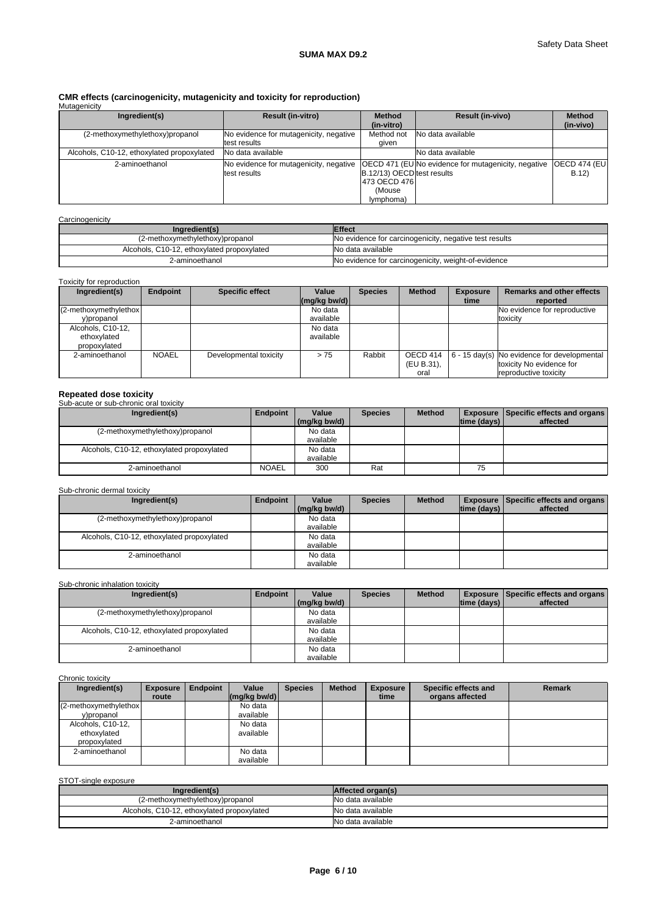### CMR effects (carcinogenicity, mutagenicity and toxicity for reproduction)

Mutagenicity

| Ingredient(s) | Result (in-vitro) | Method (in-vitro) | Result (in-vivo) | Method (in-vivo) |
|---|---|---|---|---|
| (2-methoxymethylethoxy)propanol | No evidence for mutagenicity, negative test results | Method not given | No data available | |
| Alcohols, C10-12, ethoxylated propoxylated | No data available | | No data available | |
| 2-aminoethanol | No evidence for mutagenicity, negative test results | OECD 471 (EU B.12/13) OECD 473 OECD 476 (Mouse lymphoma) | No evidence for mutagenicity, negative test results | OECD 474 (EU B.12) |

Carcinogenicity

| Ingredient(s) | Effect |
|---|---|
| (2-methoxymethylethoxy)propanol | No evidence for carcinogenicity, negative test results |
| Alcohols, C10-12, ethoxylated propoxylated | No data available |
| 2-aminoethanol | No evidence for carcinogenicity, weight-of-evidence |

Toxicity for reproduction

| Ingredient(s) | Endpoint | Specific effect | Value (mg/kg bw/d) | Species | Method | Exposure time | Remarks and other effects reported |
|---|---|---|---|---|---|---|---|
| (2-methoxymethylethoxy)propanol | | | No data available | | | | No evidence for reproductive toxicity |
| Alcohols, C10-12, ethoxylated propoxylated | | | No data available | | | | |
| 2-aminoethanol | NOAEL | Developmental toxicity | > 75 | Rabbit | OECD 414 (EU B.31), oral | 6 - 15 day(s) | No evidence for developmental toxicity No evidence for reproductive toxicity |

### Repeated dose toxicity

Sub-acute or sub-chronic oral toxicity

| Ingredient(s) | Endpoint | Value (mg/kg bw/d) | Species | Method | Exposure time (days) | Specific effects and organs affected |
|---|---|---|---|---|---|---|
| (2-methoxymethylethoxy)propanol | | No data available | | | | |
| Alcohols, C10-12, ethoxylated propoxylated | | No data available | | | | |
| 2-aminoethanol | NOAEL | 300 | Rat | | 75 | |

Sub-chronic dermal toxicity

| Ingredient(s) | Endpoint | Value (mg/kg bw/d) | Species | Method | Exposure time (days) | Specific effects and organs affected |
|---|---|---|---|---|---|---|
| (2-methoxymethylethoxy)propanol | | No data available | | | | |
| Alcohols, C10-12, ethoxylated propoxylated | | No data available | | | | |
| 2-aminoethanol | | No data available | | | | |

Sub-chronic inhalation toxicity

| Ingredient(s) | Endpoint | Value (mg/kg bw/d) | Species | Method | Exposure time (days) | Specific effects and organs affected |
|---|---|---|---|---|---|---|
| (2-methoxymethylethoxy)propanol | | No data available | | | | |
| Alcohols, C10-12, ethoxylated propoxylated | | No data available | | | | |
| 2-aminoethanol | | No data available | | | | |

Chronic toxicity

| Ingredient(s) | Exposure route | Endpoint | Value (mg/kg bw/d) | Species | Method | Exposure time | Specific effects and organs affected | Remark |
|---|---|---|---|---|---|---|---|---|
| (2-methoxymethylethoxy)propanol | | | No data available | | | | | |
| Alcohols, C10-12, ethoxylated propoxylated | | | No data available | | | | | |
| 2-aminoethanol | | | No data available | | | | | |

STOT-single exposure

| Ingredient(s) | Affected organ(s) |
|---|---|
| (2-methoxymethylethoxy)propanol | No data available |
| Alcohols, C10-12, ethoxylated propoxylated | No data available |
| 2-aminoethanol | No data available |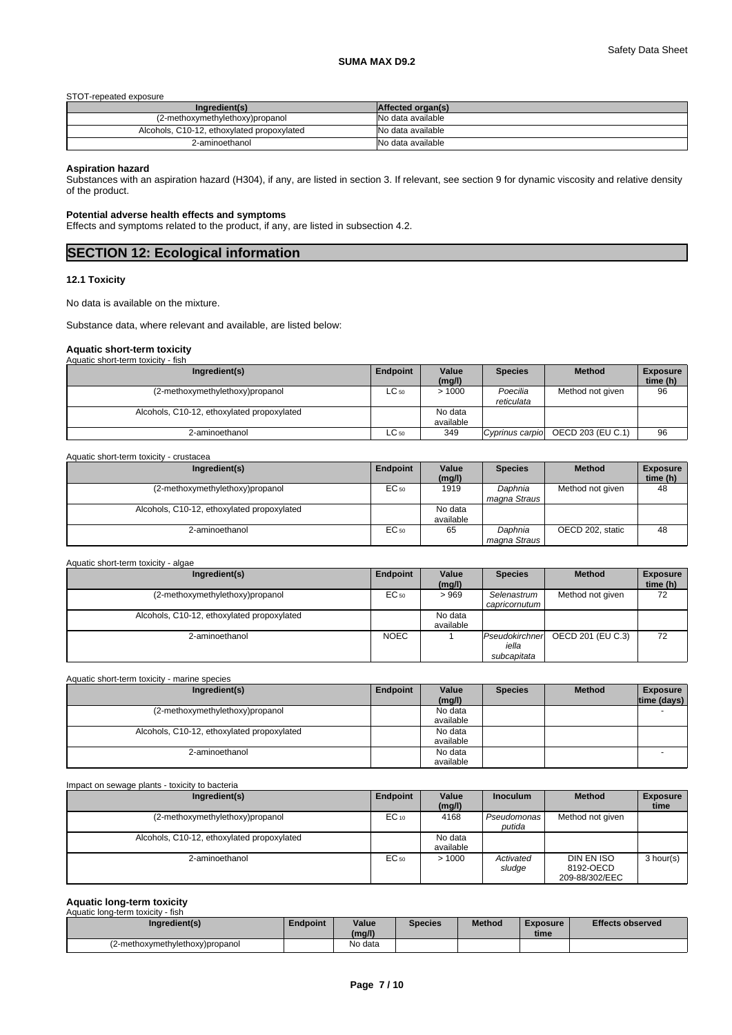STOT-repeated exposure

| Ingredient(s) | Affected organ(s) |
| --- | --- |
| (2-methoxymethylethoxy)propanol | No data available |
| Alcohols, C10-12, ethoxylated propoxylated | No data available |
| 2-aminoethanol | No data available |

**Aspiration hazard**
Substances with an aspiration hazard (H304), if any, are listed in section 3. If relevant, see section 9 for dynamic viscosity and relative density of the product.

**Potential adverse health effects and symptoms**
Effects and symptoms related to the product, if any, are listed in subsection 4.2.

## SECTION 12: Ecological information

### 12.1 Toxicity

No data is available on the mixture.

Substance data, where relevant and available, are listed below:

**Aquatic short-term toxicity**

Aquatic short-term toxicity - fish

| Ingredient(s) | Endpoint | Value (mg/l) | Species | Method | Exposure time (h) |
| --- | --- | --- | --- | --- | --- |
| (2-methoxymethylethoxy)propanol | $LC_{50}$ | > 1000 | *Poecilia reticulata* | Method not given | 96 |
| Alcohols, C10-12, ethoxylated propoxylated | | No data available | | | |
| 2-aminoethanol | $LC_{50}$ | 349 | *Cyprinus carpio* | OECD 203 (EU C.1) | 96 |

Aquatic short-term toxicity - crustacea

| Ingredient(s) | Endpoint | Value (mg/l) | Species | Method | Exposure time (h) |
| --- | --- | --- | --- | --- | --- |
| (2-methoxymethylethoxy)propanol | $EC_{50}$ | 1919 | *Daphnia magna Straus* | Method not given | 48 |
| Alcohols, C10-12, ethoxylated propoxylated | | No data available | | | |
| 2-aminoethanol | $EC_{50}$ | 65 | *Daphnia magna Straus* | OECD 202, static | 48 |

Aquatic short-term toxicity - algae

| Ingredient(s) | Endpoint | Value (mg/l) | Species | Method | Exposure time (h) |
| --- | --- | --- | --- | --- | --- |
| (2-methoxymethylethoxy)propanol | $EC_{50}$ | > 969 | *Selenastrum capricornutum* | Method not given | 72 |
| Alcohols, C10-12, ethoxylated propoxylated | | No data available | | | |
| 2-aminoethanol | NOEC | 1 | *Pseudokirchneriella subcapitata* | OECD 201 (EU C.3) | 72 |

Aquatic short-term toxicity - marine species

| Ingredient(s) | Endpoint | Value (mg/l) | Species | Method | Exposure time (days) |
| --- | --- | --- | --- | --- | --- |
| (2-methoxymethylethoxy)propanol | | No data available | | | - |
| Alcohols, C10-12, ethoxylated propoxylated | | No data available | | | |
| 2-aminoethanol | | No data available | | | - |

Impact on sewage plants - toxicity to bacteria

| Ingredient(s) | Endpoint | Value (mg/l) | Inoculum | Method | Exposure time |
| --- | --- | --- | --- | --- | --- |
| (2-methoxymethylethoxy)propanol | $EC_{10}$ | 4168 | *Pseudomonas putida* | Method not given | |
| Alcohols, C10-12, ethoxylated propoxylated | | No data available | | | |
| 2-aminoethanol | $EC_{50}$ | > 1000 | *Activated sludge* | DIN EN ISO 8192-OECD 209-88/302/EEC | 3 hour(s) |

**Aquatic long-term toxicity**

Aquatic long-term toxicity - fish

| Ingredient(s) | Endpoint | Value (mg/l) | Species | Method | Exposure time | Effects observed |
| --- | --- | --- | --- | --- | --- | --- |
| (2-methoxymethylethoxy)propanol | | No data | | | | |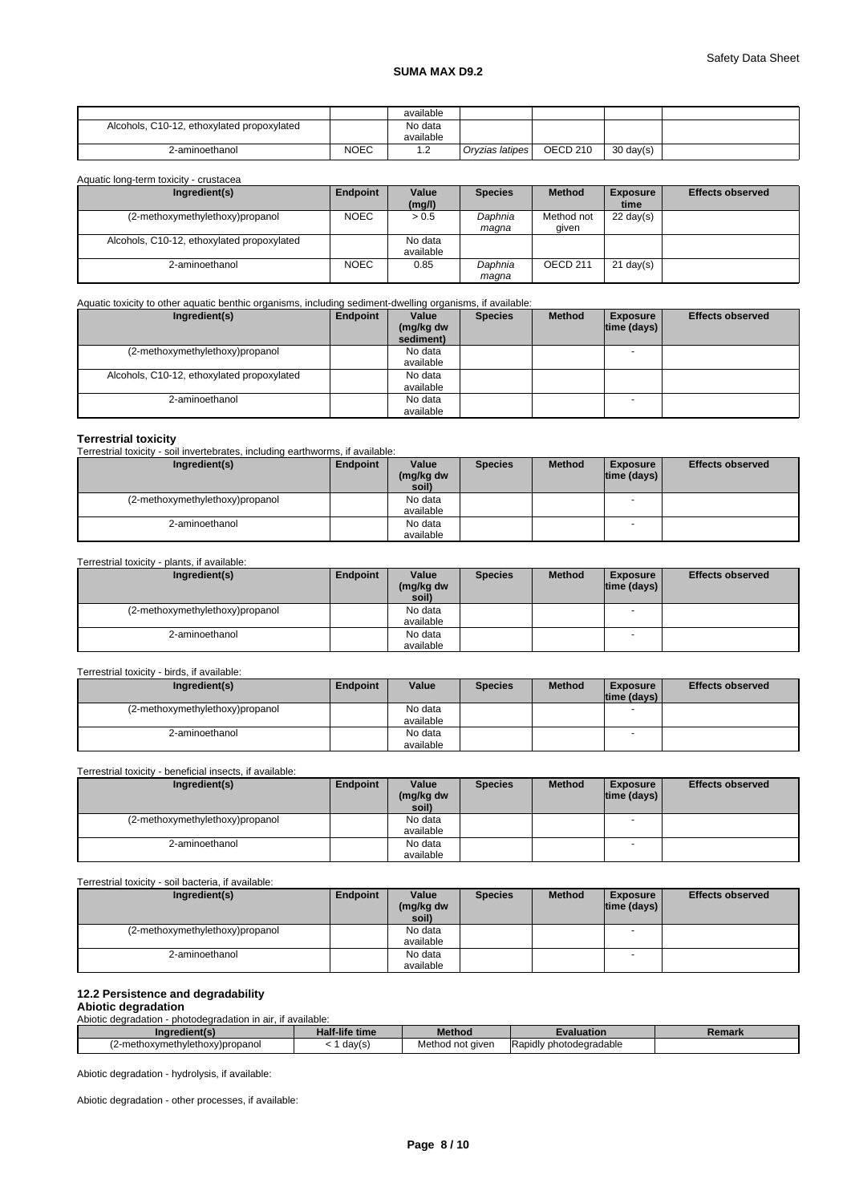| | | available | | | | |
|---|---|---|---|---|---|---|
| Alcohols, C10-12, ethoxylated propoxylated | | No data available | | | | |
| 2-aminoethanol | NOEC | 1.2 | *Oryzias latipes* | OECD 210 | 30 day(s) | |

Aquatic long-term toxicity - crustacea

| Ingredient(s) | Endpoint | Value (mg/l) | Species | Method | Exposure time | Effects observed |
|---|---|---|---|---|---|---|
| (2-methoxymethylethoxy)propanol | NOEC | > 0.5 | *Daphnia magna* | Method not given | 22 day(s) | |
| Alcohols, C10-12, ethoxylated propoxylated | | No data available | | | | |
| 2-aminoethanol | NOEC | 0.85 | *Daphnia magna* | OECD 211 | 21 day(s) | |

Aquatic toxicity to other aquatic benthic organisms, including sediment-dwelling organisms, if available:

| Ingredient(s) | Endpoint | Value (mg/kg dw sediment) | Species | Method | Exposure time (days) | Effects observed |
|---|---|---|---|---|---|---|
| (2-methoxymethylethoxy)propanol | | No data available | | | - | |
| Alcohols, C10-12, ethoxylated propoxylated | | No data available | | | | |
| 2-aminoethanol | | No data available | | | - | |

**Terrestrial toxicity**

Terrestrial toxicity - soil invertebrates, including earthworms, if available:

| Ingredient(s) | Endpoint | Value (mg/kg dw soil) | Species | Method | Exposure time (days) | Effects observed |
|---|---|---|---|---|---|---|
| (2-methoxymethylethoxy)propanol | | No data available | | | - | |
| 2-aminoethanol | | No data available | | | - | |

Terrestrial toxicity - plants, if available:

| Ingredient(s) | Endpoint | Value (mg/kg dw soil) | Species | Method | Exposure time (days) | Effects observed |
|---|---|---|---|---|---|---|
| (2-methoxymethylethoxy)propanol | | No data available | | | - | |
| 2-aminoethanol | | No data available | | | - | |

Terrestrial toxicity - birds, if available:

| Ingredient(s) | Endpoint | Value | Species | Method | Exposure time (days) | Effects observed |
|---|---|---|---|---|---|---|
| (2-methoxymethylethoxy)propanol | | No data available | | | - | |
| 2-aminoethanol | | No data available | | | - | |

Terrestrial toxicity - beneficial insects, if available:

| Ingredient(s) | Endpoint | Value (mg/kg dw soil) | Species | Method | Exposure time (days) | Effects observed |
|---|---|---|---|---|---|---|
| (2-methoxymethylethoxy)propanol | | No data available | | | - | |
| 2-aminoethanol | | No data available | | | - | |

Terrestrial toxicity - soil bacteria, if available:

| Ingredient(s) | Endpoint | Value (mg/kg dw soil) | Species | Method | Exposure time (days) | Effects observed |
|---|---|---|---|---|---|---|
| (2-methoxymethylethoxy)propanol | | No data available | | | - | |
| 2-aminoethanol | | No data available | | | - | |

## 12.2 Persistence and degradability

**Abiotic degradation**

Abiotic degradation - photodegradation in air, if available:

| Ingredient(s) | Half-life time | Method | Evaluation | Remark |
|---|---|---|---|---|
| (2-methoxymethylethoxy)propanol | < 1 day(s) | Method not given | Rapidly photodegradable | |

Abiotic degradation - hydrolysis, if available:

Abiotic degradation - other processes, if available: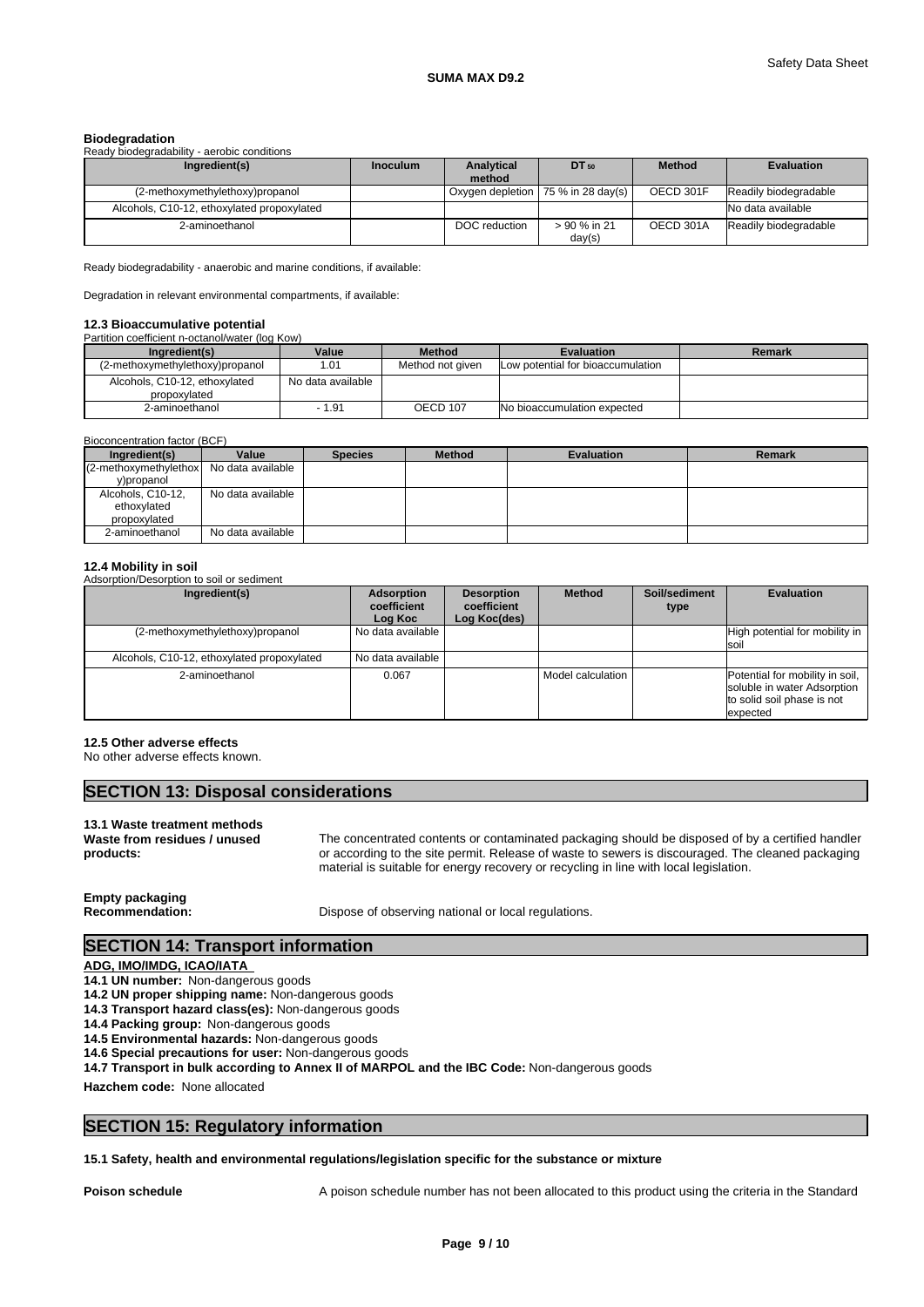**Biodegradation**

Ready biodegradability - aerobic conditions

| Ingredient(s) | Inoculum | Analytical method | $DT_{50}$ | Method | Evaluation |
|---|---|---|---|---|---|
| (2-methoxymethylethoxy)propanol | | Oxygen depletion | 75 % in 28 day(s) | OECD 301F | Readily biodegradable |
| Alcohols, C10-12, ethoxylated propoxylated | | | | | No data available |
| 2-aminoethanol | | DOC reduction | > 90 % in 21 day(s) | OECD 301A | Readily biodegradable |

Ready biodegradability - anaerobic and marine conditions, if available:

Degradation in relevant environmental compartments, if available:

**12.3 Bioaccumulative potential**

Partition coefficient n-octanol/water (log Kow)

| Ingredient(s) | Value | Method | Evaluation | Remark |
|---|---|---|---|---|
| (2-methoxymethylethoxy)propanol | 1.01 | Method not given | Low potential for bioaccumulation | |
| Alcohols, C10-12, ethoxylated propoxylated | No data available | | | |
| 2-aminoethanol | - 1.91 | OECD 107 | No bioaccumulation expected | |

Bioconcentration factor (BCF)

| Ingredient(s) | Value | Species | Method | Evaluation | Remark |
|---|---|---|---|---|---|
| (2-methoxymethylethoxy)propanol | No data available | | | | |
| Alcohols, C10-12, ethoxylated propoxylated | No data available | | | | |
| 2-aminoethanol | No data available | | | | |

**12.4 Mobility in soil**

Adsorption/Desorption to soil or sediment

| Ingredient(s) | Adsorption coefficient Log Koc | Desorption coefficient Log Koc(des) | Method | Soil/sediment type | Evaluation |
|---|---|---|---|---|---|
| (2-methoxymethylethoxy)propanol | No data available | | | | High potential for mobility in soil |
| Alcohols, C10-12, ethoxylated propoxylated | No data available | | | | |
| 2-aminoethanol | 0.067 | | Model calculation | | Potential for mobility in soil, soluble in water Adsorption to solid soil phase is not expected |

**12.5 Other adverse effects**

No other adverse effects known.

## SECTION 13: Disposal considerations

**13.1 Waste treatment methods**

**Waste from residues / unused products:** The concentrated contents or contaminated packaging should be disposed of by a certified handler or according to the site permit. Release of waste to sewers is discouraged. The cleaned packaging material is suitable for energy recovery or recycling in line with local legislation.

**Empty packaging**

**Recommendation:** Dispose of observing national or local regulations.

## SECTION 14: Transport information

**ADG, IMO/IMDG, ICAO/IATA**

**14.1 UN number:** Non-dangerous goods

**14.2 UN proper shipping name:** Non-dangerous goods

**14.3 Transport hazard class(es):** Non-dangerous goods

**14.4 Packing group:** Non-dangerous goods

**14.5 Environmental hazards:** Non-dangerous goods

**14.6 Special precautions for user:** Non-dangerous goods

**14.7 Transport in bulk according to Annex II of MARPOL and the IBC Code:** Non-dangerous goods

**Hazchem code:** None allocated

## SECTION 15: Regulatory information

**15.1 Safety, health and environmental regulations/legislation specific for the substance or mixture**

**Poison schedule** A poison schedule number has not been allocated to this product using the criteria in the Standard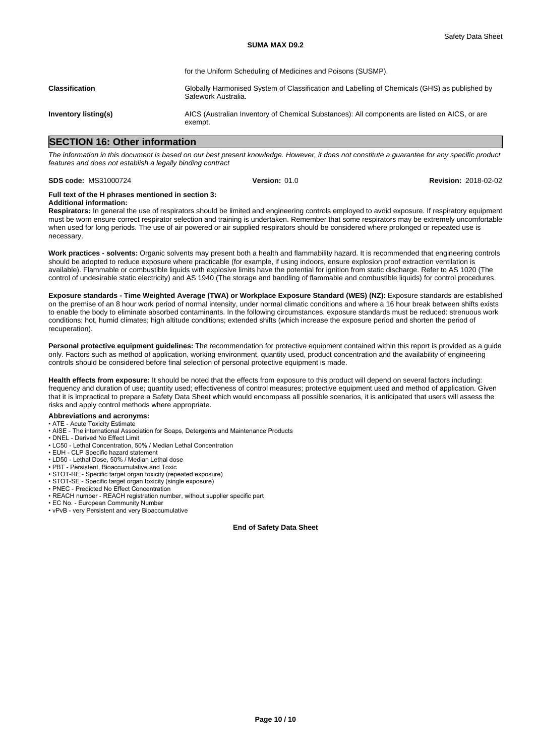| | |
|---|---|
| | for the Uniform Scheduling of Medicines and Poisons (SUSMP). |
| **Classification** | Globally Harmonised System of Classification and Labelling of Chemicals (GHS) as published by Safework Australia. |
| **Inventory listing(s)** | AICS (Australian Inventory of Chemical Substances): All components are listed on AICS, or are exempt. |

## SECTION 16: Other information

*The information in this document is based on our best present knowledge. However, it does not constitute a guarantee for any specific product features and does not establish a legally binding contract*

**SDS code:** MS31000724 **Version:** 01.0 **Revision:** 2018-02-02

**Full text of the H phrases mentioned in section 3:**

**Additional information:**

**Respirators:** In general the use of respirators should be limited and engineering controls employed to avoid exposure. If respiratory equipment must be worn ensure correct respirator selection and training is undertaken. Remember that some respirators may be extremely uncomfortable when used for long periods. The use of air powered or air supplied respirators should be considered where prolonged or repeated use is necessary.

**Work practices - solvents:** Organic solvents may present both a health and flammability hazard. It is recommended that engineering controls should be adopted to reduce exposure where practicable (for example, if using indoors, ensure explosion proof extraction ventilation is available). Flammable or combustible liquids with explosive limits have the potential for ignition from static discharge. Refer to AS 1020 (The control of undesirable static electricity) and AS 1940 (The storage and handling of flammable and combustible liquids) for control procedures.

**Exposure standards - Time Weighted Average (TWA) or Workplace Exposure Standard (WES) (NZ):** Exposure standards are established on the premise of an 8 hour work period of normal intensity, under normal climatic conditions and where a 16 hour break between shifts exists to enable the body to eliminate absorbed contaminants. In the following circumstances, exposure standards must be reduced: strenuous work conditions; hot, humid climates; high altitude conditions; extended shifts (which increase the exposure period and shorten the period of recuperation).

**Personal protective equipment guidelines:** The recommendation for protective equipment contained within this report is provided as a guide only. Factors such as method of application, working environment, quantity used, product concentration and the availability of engineering controls should be considered before final selection of personal protective equipment is made.

**Health effects from exposure:** It should be noted that the effects from exposure to this product will depend on several factors including: frequency and duration of use; quantity used; effectiveness of control measures; protective equipment used and method of application. Given that it is impractical to prepare a Safety Data Sheet which would encompass all possible scenarios, it is anticipated that users will assess the risks and apply control methods where appropriate.

**Abbreviations and acronyms:**

- ATE - Acute Toxicity Estimate
- AISE - The international Association for Soaps, Detergents and Maintenance Products
- DNEL - Derived No Effect Limit
- LC50 - Lethal Concentration, 50% / Median Lethal Concentration
- EUH - CLP Specific hazard statement
- LD50 - Lethal Dose, 50% / Median Lethal dose
- PBT - Persistent, Bioaccumulative and Toxic
- STOT-RE - Specific target organ toxicity (repeated exposure)
- STOT-SE - Specific target organ toxicity (single exposure)
- PNEC - Predicted No Effect Concentration
- REACH number - REACH registration number, without supplier specific part
- EC No. - European Community Number
- vPvB - very Persistent and very Bioaccumulative

**End of Safety Data Sheet**